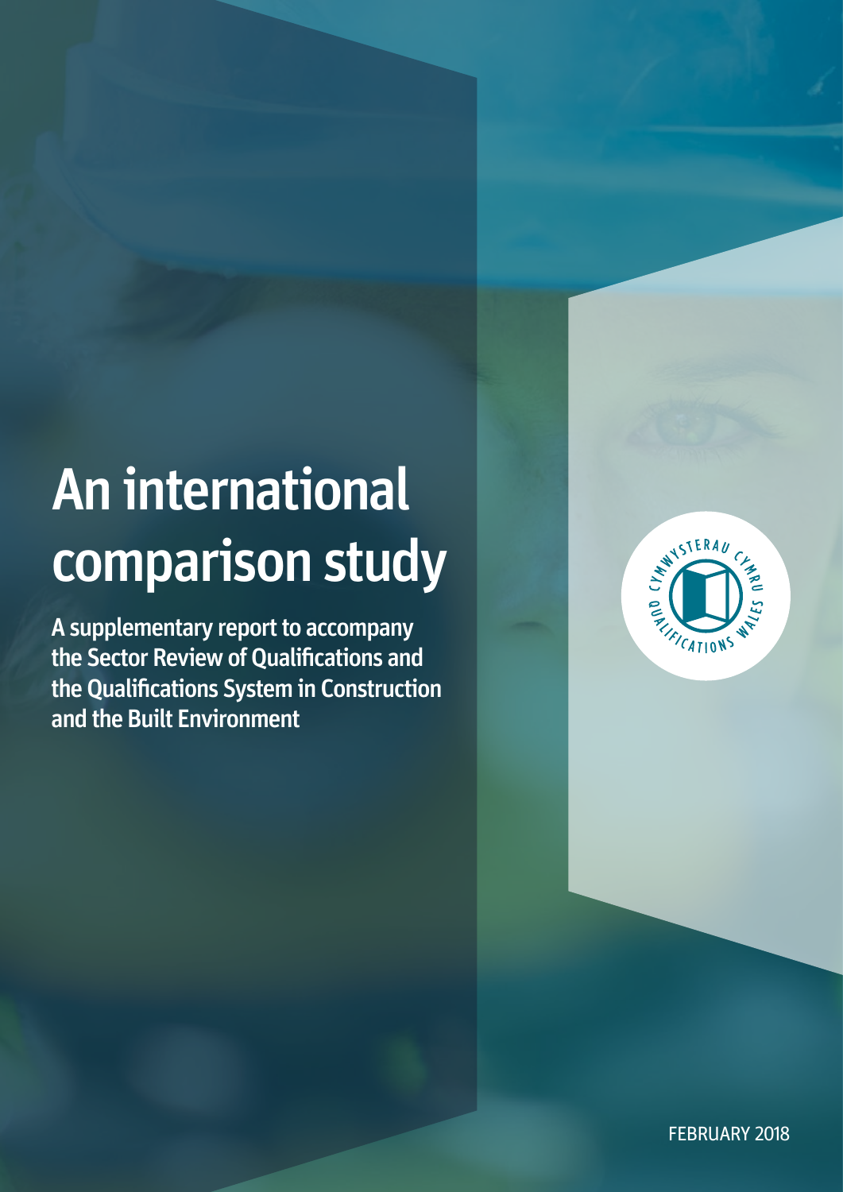# An international comparison study

**A supplementary report to accompany the Sector Review of Qualifications and the Qualifications System in Construction and the Built Environment**

CYMWYSTERAU CYMRU QUALIFICATIONS WALES

FEBRUARY 2018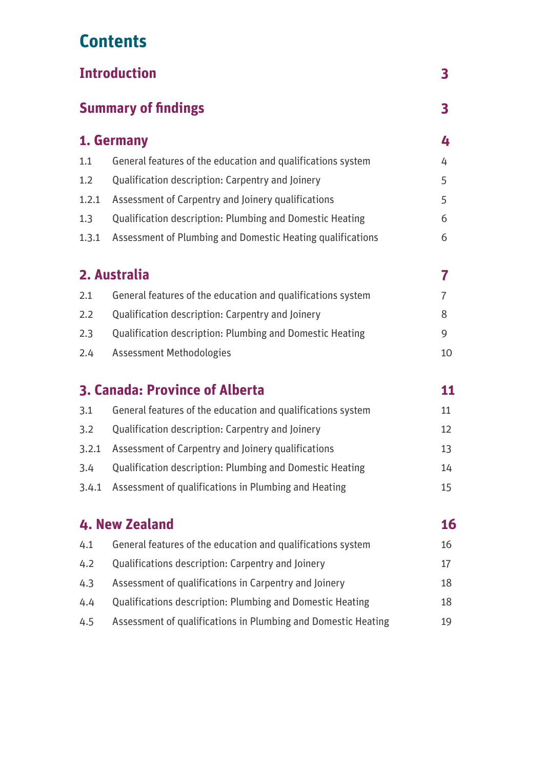# Contents

| | | |
|---|---|---|
| **Introduction** | | **3** |
| **Summary of findings** | | **3** |
| **1. Germany** | | **4** |
| 1.1 | General features of the education and qualifications system | 4 |
| 1.2 | Qualification description: Carpentry and Joinery | 5 |
| 1.2.1 | Assessment of Carpentry and Joinery qualifications | 5 |
| 1.3 | Qualification description: Plumbing and Domestic Heating | 6 |
| 1.3.1 | Assessment of Plumbing and Domestic Heating qualifications | 6 |
| **2. Australia** | | **7** |
| 2.1 | General features of the education and qualifications system | 7 |
| 2.2 | Qualification description: Carpentry and Joinery | 8 |
| 2.3 | Qualification description: Plumbing and Domestic Heating | 9 |
| 2.4 | Assessment Methodologies | 10 |
| **3. Canada: Province of Alberta** | | **11** |
| 3.1 | General features of the education and qualifications system | 11 |
| 3.2 | Qualification description: Carpentry and Joinery | 12 |
| 3.2.1 | Assessment of Carpentry and Joinery qualifications | 13 |
| 3.4 | Qualification description: Plumbing and Domestic Heating | 14 |
| 3.4.1 | Assessment of qualifications in Plumbing and Heating | 15 |
| **4. New Zealand** | | **16** |
| 4.1 | General features of the education and qualifications system | 16 |
| 4.2 | Qualifications description: Carpentry and Joinery | 17 |
| 4.3 | Assessment of qualifications in Carpentry and Joinery | 18 |
| 4.4 | Qualifications description: Plumbing and Domestic Heating | 18 |
| 4.5 | Assessment of qualifications in Plumbing and Domestic Heating | 19 |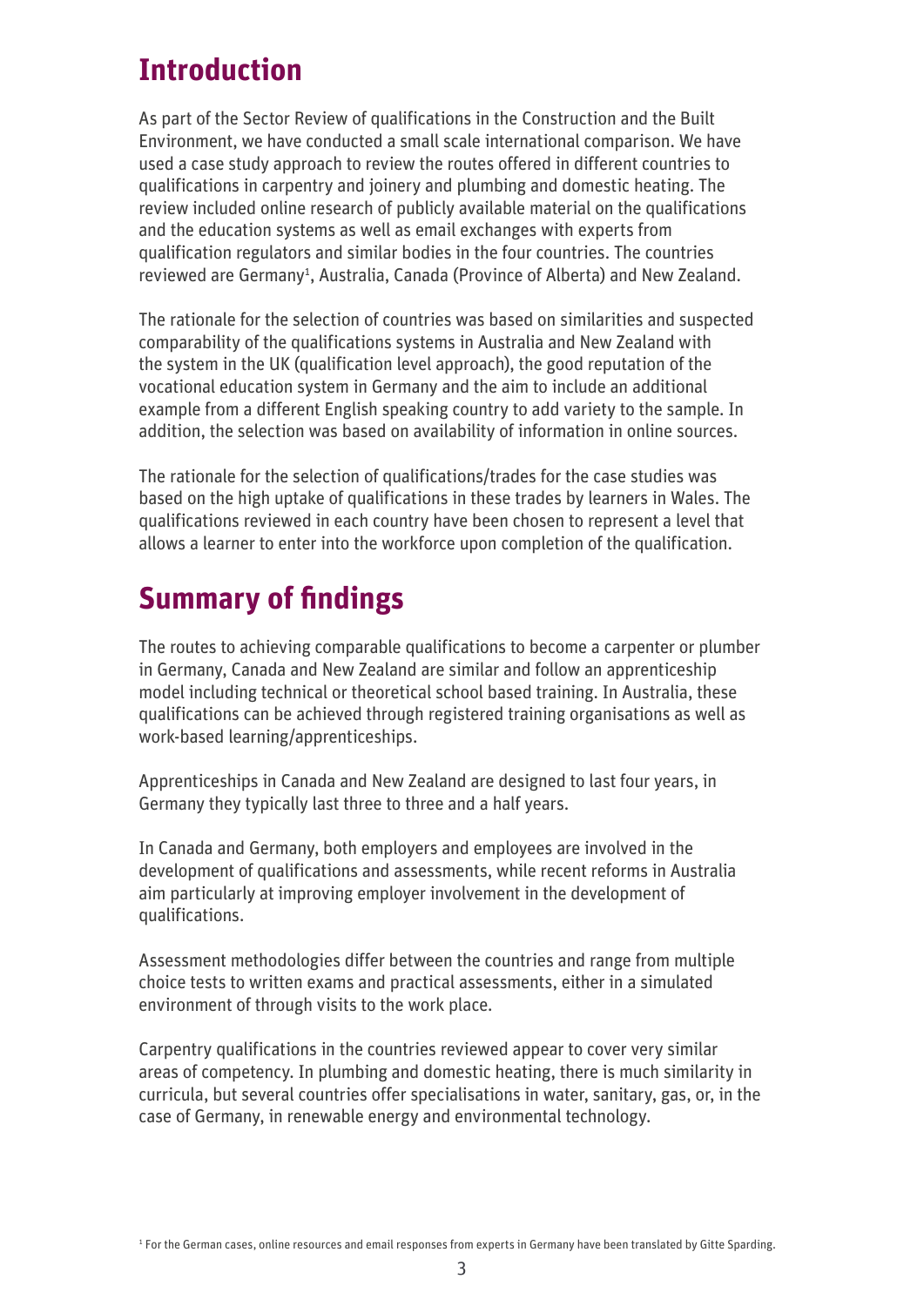# Introduction

As part of the Sector Review of qualifications in the Construction and the Built Environment, we have conducted a small scale international comparison. We have used a case study approach to review the routes offered in different countries to qualifications in carpentry and joinery and plumbing and domestic heating. The review included online research of publicly available material on the qualifications and the education systems as well as email exchanges with experts from qualification regulators and similar bodies in the four countries. The countries reviewed are Germany[1], Australia, Canada (Province of Alberta) and New Zealand.

The rationale for the selection of countries was based on similarities and suspected comparability of the qualifications systems in Australia and New Zealand with the system in the UK (qualification level approach), the good reputation of the vocational education system in Germany and the aim to include an additional example from a different English speaking country to add variety to the sample. In addition, the selection was based on availability of information in online sources.

The rationale for the selection of qualifications/trades for the case studies was based on the high uptake of qualifications in these trades by learners in Wales. The qualifications reviewed in each country have been chosen to represent a level that allows a learner to enter into the workforce upon completion of the qualification.

# Summary of findings

The routes to achieving comparable qualifications to become a carpenter or plumber in Germany, Canada and New Zealand are similar and follow an apprenticeship model including technical or theoretical school based training. In Australia, these qualifications can be achieved through registered training organisations as well as work-based learning/apprenticeships.

Apprenticeships in Canada and New Zealand are designed to last four years, in Germany they typically last three to three and a half years.

In Canada and Germany, both employers and employees are involved in the development of qualifications and assessments, while recent reforms in Australia aim particularly at improving employer involvement in the development of qualifications.

Assessment methodologies differ between the countries and range from multiple choice tests to written exams and practical assessments, either in a simulated environment of through visits to the work place.

Carpentry qualifications in the countries reviewed appear to cover very similar areas of competency. In plumbing and domestic heating, there is much similarity in curricula, but several countries offer specialisations in water, sanitary, gas, or, in the case of Germany, in renewable energy and environmental technology.

[1] For the German cases, online resources and email responses from experts in Germany have been translated by Gitte Sparding.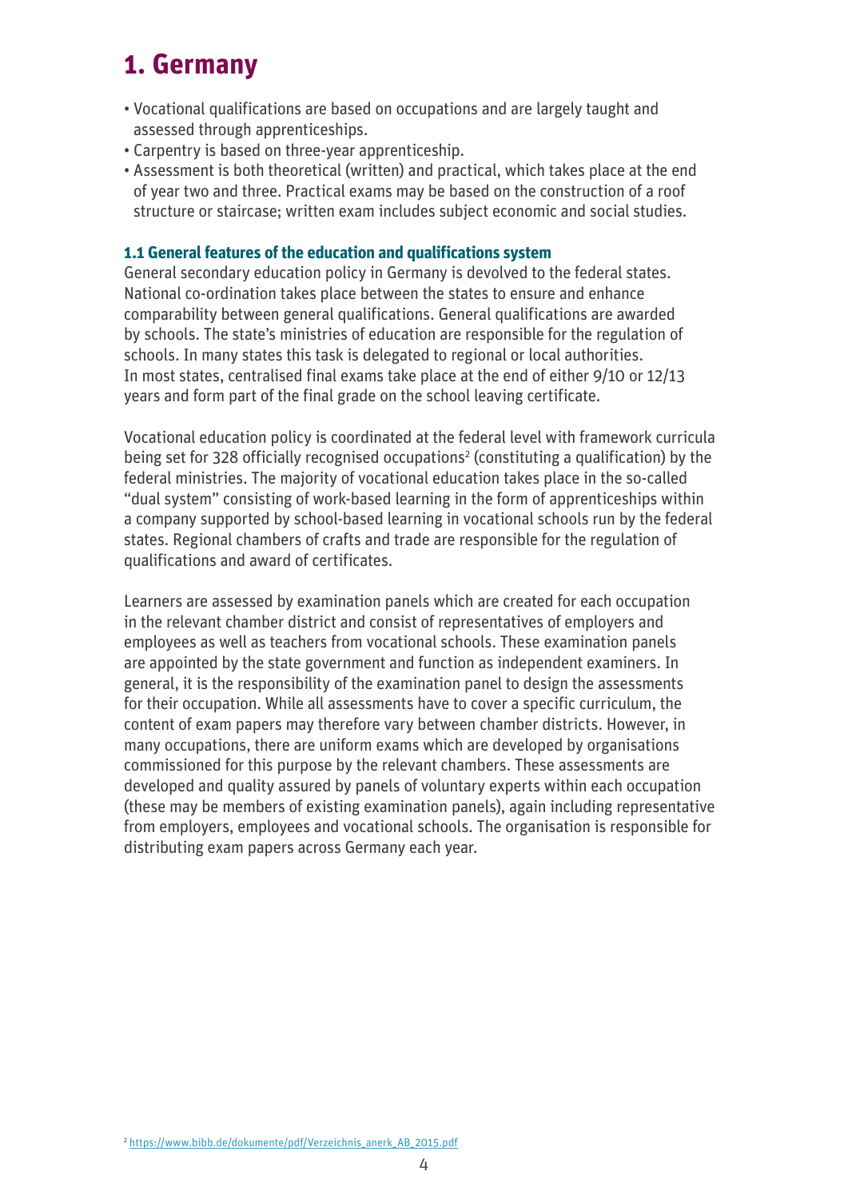# 1. Germany

- Vocational qualifications are based on occupations and are largely taught and assessed through apprenticeships.
- Carpentry is based on three-year apprenticeship.
- Assessment is both theoretical (written) and practical, which takes place at the end of year two and three. Practical exams may be based on the construction of a roof structure or staircase; written exam includes subject economic and social studies.

### 1.1 General features of the education and qualifications system

General secondary education policy in Germany is devolved to the federal states. National co-ordination takes place between the states to ensure and enhance comparability between general qualifications. General qualifications are awarded by schools. The state's ministries of education are responsible for the regulation of schools. In many states this task is delegated to regional or local authorities. In most states, centralised final exams take place at the end of either 9/10 or 12/13 years and form part of the final grade on the school leaving certificate.

Vocational education policy is coordinated at the federal level with framework curricula being set for 328 officially recognised occupations[2] (constituting a qualification) by the federal ministries. The majority of vocational education takes place in the so-called "dual system" consisting of work-based learning in the form of apprenticeships within a company supported by school-based learning in vocational schools run by the federal states. Regional chambers of crafts and trade are responsible for the regulation of qualifications and award of certificates.

Learners are assessed by examination panels which are created for each occupation in the relevant chamber district and consist of representatives of employers and employees as well as teachers from vocational schools. These examination panels are appointed by the state government and function as independent examiners. In general, it is the responsibility of the examination panel to design the assessments for their occupation. While all assessments have to cover a specific curriculum, the content of exam papers may therefore vary between chamber districts. However, in many occupations, there are uniform exams which are developed by organisations commissioned for this purpose by the relevant chambers. These assessments are developed and quality assured by panels of voluntary experts within each occupation (these may be members of existing examination panels), again including representative from employers, employees and vocational schools. The organisation is responsible for distributing exam papers across Germany each year.

[2] https://www.bibb.de/dokumente/pdf/Verzeichnis_anerk_AB_2015.pdf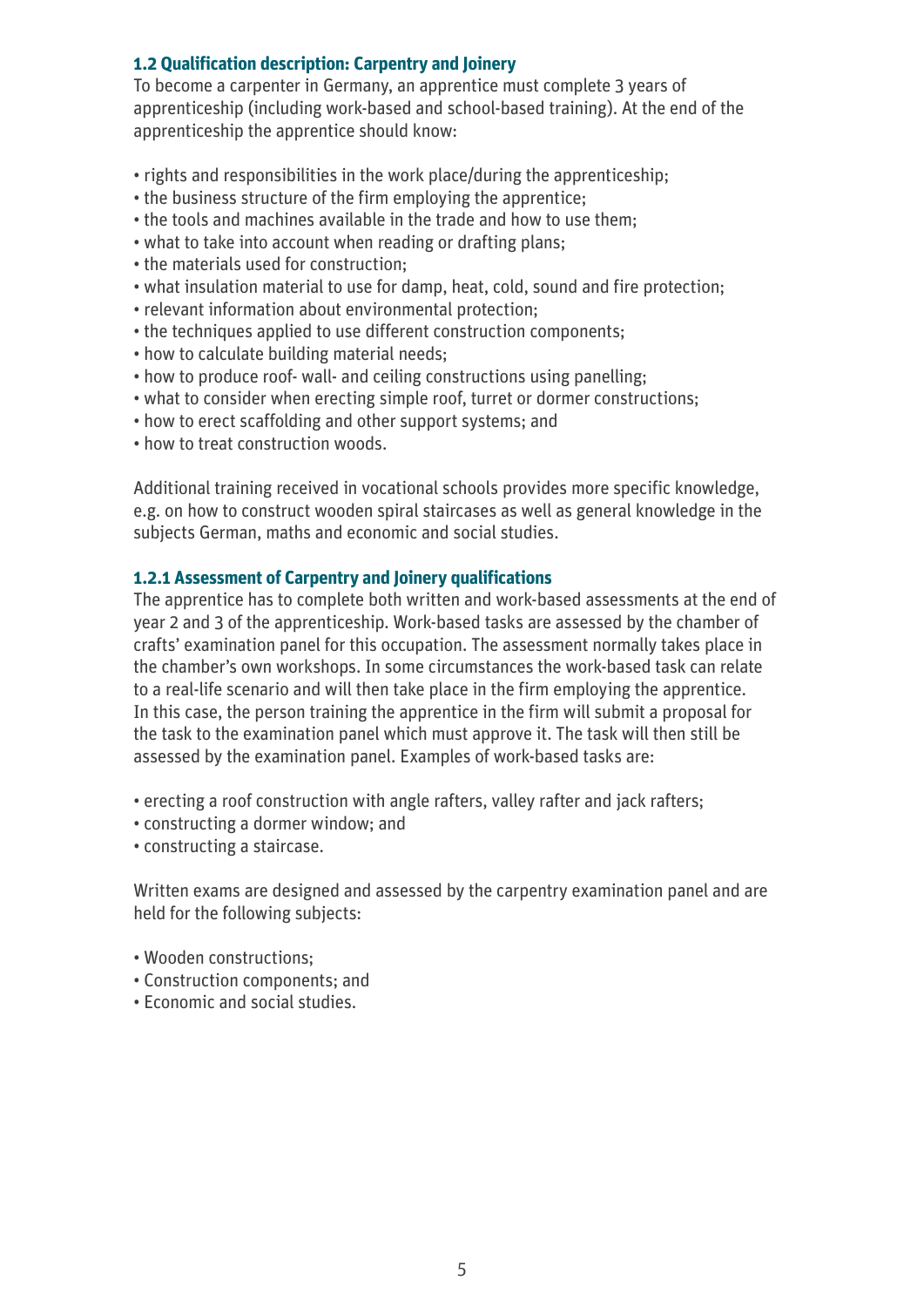### 1.2 Qualification description: Carpentry and Joinery

To become a carpenter in Germany, an apprentice must complete 3 years of apprenticeship (including work-based and school-based training). At the end of the apprenticeship the apprentice should know:

- rights and responsibilities in the work place/during the apprenticeship;
- the business structure of the firm employing the apprentice;
- the tools and machines available in the trade and how to use them;
- what to take into account when reading or drafting plans;
- the materials used for construction;
- what insulation material to use for damp, heat, cold, sound and fire protection;
- relevant information about environmental protection;
- the techniques applied to use different construction components;
- how to calculate building material needs;
- how to produce roof- wall- and ceiling constructions using panelling;
- what to consider when erecting simple roof, turret or dormer constructions;
- how to erect scaffolding and other support systems; and
- how to treat construction woods.

Additional training received in vocational schools provides more specific knowledge, e.g. on how to construct wooden spiral staircases as well as general knowledge in the subjects German, maths and economic and social studies.

#### 1.2.1 Assessment of Carpentry and Joinery qualifications

The apprentice has to complete both written and work-based assessments at the end of year 2 and 3 of the apprenticeship. Work-based tasks are assessed by the chamber of crafts' examination panel for this occupation. The assessment normally takes place in the chamber's own workshops. In some circumstances the work-based task can relate to a real-life scenario and will then take place in the firm employing the apprentice. In this case, the person training the apprentice in the firm will submit a proposal for the task to the examination panel which must approve it. The task will then still be assessed by the examination panel. Examples of work-based tasks are:

- erecting a roof construction with angle rafters, valley rafter and jack rafters;
- constructing a dormer window; and
- constructing a staircase.

Written exams are designed and assessed by the carpentry examination panel and are held for the following subjects:

- Wooden constructions;
- Construction components; and
- Economic and social studies.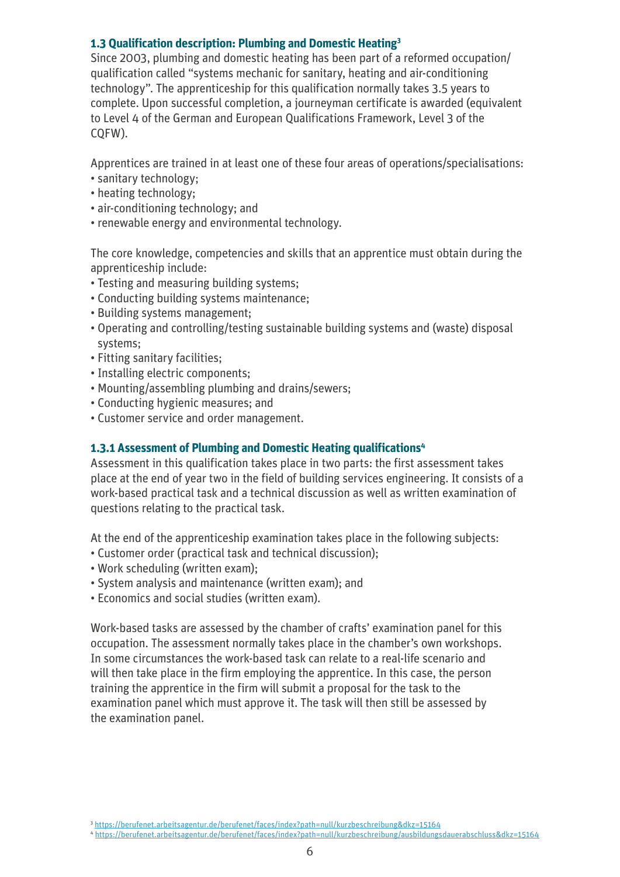### 1.3 Qualification description: Plumbing and Domestic Heating[3]

Since 2003, plumbing and domestic heating has been part of a reformed occupation/ qualification called "systems mechanic for sanitary, heating and air-conditioning technology". The apprenticeship for this qualification normally takes 3.5 years to complete. Upon successful completion, a journeyman certificate is awarded (equivalent to Level 4 of the German and European Qualifications Framework, Level 3 of the CQFW).

Apprentices are trained in at least one of these four areas of operations/specialisations:

- sanitary technology;
- heating technology;
- air-conditioning technology; and
- renewable energy and environmental technology.

The core knowledge, competencies and skills that an apprentice must obtain during the apprenticeship include:

- Testing and measuring building systems;
- Conducting building systems maintenance;
- Building systems management;
- Operating and controlling/testing sustainable building systems and (waste) disposal systems;
- Fitting sanitary facilities;
- Installing electric components;
- Mounting/assembling plumbing and drains/sewers;
- Conducting hygienic measures; and
- Customer service and order management.

#### 1.3.1 Assessment of Plumbing and Domestic Heating qualifications[4]

Assessment in this qualification takes place in two parts: the first assessment takes place at the end of year two in the field of building services engineering. It consists of a work-based practical task and a technical discussion as well as written examination of questions relating to the practical task.

At the end of the apprenticeship examination takes place in the following subjects:

- Customer order (practical task and technical discussion);
- Work scheduling (written exam);
- System analysis and maintenance (written exam); and
- Economics and social studies (written exam).

Work-based tasks are assessed by the chamber of crafts' examination panel for this occupation. The assessment normally takes place in the chamber's own workshops. In some circumstances the work-based task can relate to a real-life scenario and will then take place in the firm employing the apprentice. In this case, the person training the apprentice in the firm will submit a proposal for the task to the examination panel which must approve it. The task will then still be assessed by the examination panel.

[3] https://berufenet.arbeitsagentur.de/berufenet/faces/index?path=null/kurzbeschreibung&dkz=15164

[4] https://berufenet.arbeitsagentur.de/berufenet/faces/index?path=null/kurzbeschreibung/ausbildungsdauerabschluss&dkz=15164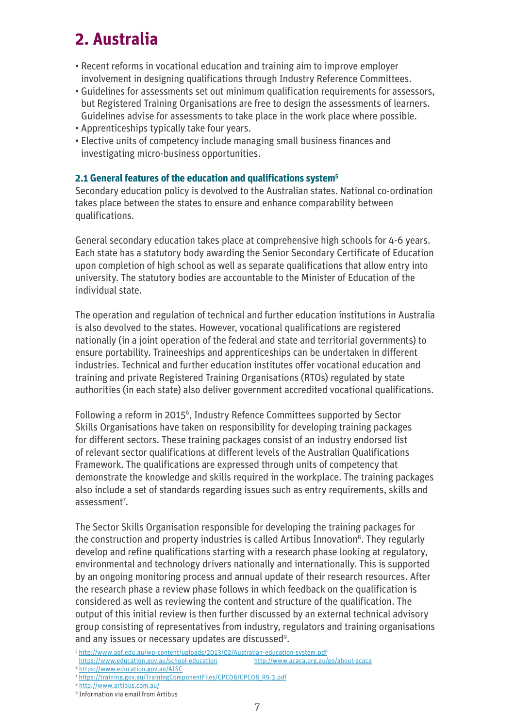# 2. Australia

- Recent reforms in vocational education and training aim to improve employer involvement in designing qualifications through Industry Reference Committees.
- Guidelines for assessments set out minimum qualification requirements for assessors, but Registered Training Organisations are free to design the assessments of learners. Guidelines advise for assessments to take place in the work place where possible.
- Apprenticeships typically take four years.
- Elective units of competency include managing small business finances and investigating micro-business opportunities.

### 2.1 General features of the education and qualifications system[5]

Secondary education policy is devolved to the Australian states. National co-ordination takes place between the states to ensure and enhance comparability between qualifications.

General secondary education takes place at comprehensive high schools for 4-6 years. Each state has a statutory body awarding the Senior Secondary Certificate of Education upon completion of high school as well as separate qualifications that allow entry into university. The statutory bodies are accountable to the Minister of Education of the individual state.

The operation and regulation of technical and further education institutions in Australia is also devolved to the states. However, vocational qualifications are registered nationally (in a joint operation of the federal and state and territorial governments) to ensure portability. Traineeships and apprenticeships can be undertaken in different industries. Technical and further education institutes offer vocational education and training and private Registered Training Organisations (RTOs) regulated by state authorities (in each state) also deliver government accredited vocational qualifications.

Following a reform in 2015[6], Industry Refence Committees supported by Sector Skills Organisations have taken on responsibility for developing training packages for different sectors. These training packages consist of an industry endorsed list of relevant sector qualifications at different levels of the Australian Qualifications Framework. The qualifications are expressed through units of competency that demonstrate the knowledge and skills required in the workplace. The training packages also include a set of standards regarding issues such as entry requirements, skills and assessment[7].

The Sector Skills Organisation responsible for developing the training packages for the construction and property industries is called Artibus Innovation[8]. They regularly develop and refine qualifications starting with a research phase looking at regulatory, environmental and technology drivers nationally and internationally. This is supported by an ongoing monitoring process and annual update of their research resources. After the research phase a review phase follows in which feedback on the qualification is considered as well as reviewing the content and structure of the qualification. The output of this initial review is then further discussed by an external technical advisory group consisting of representatives from industry, regulators and training organisations and any issues or necessary updates are discussed[9].

[5] http://www.aqf.edu.au/wp-content/uploads/2013/02/Australian-education-system.pdf https://www.education.gov.au/school-education http://www.acaca.org.au/go/about-acaca

[6] https://www.education.gov.au/AISC

[7] https://training.gov.au/TrainingComponentFiles/CPC08/CPC08_R9.3.pdf

[8] http://www.artibus.com.au/

[9] Information via email from Artibus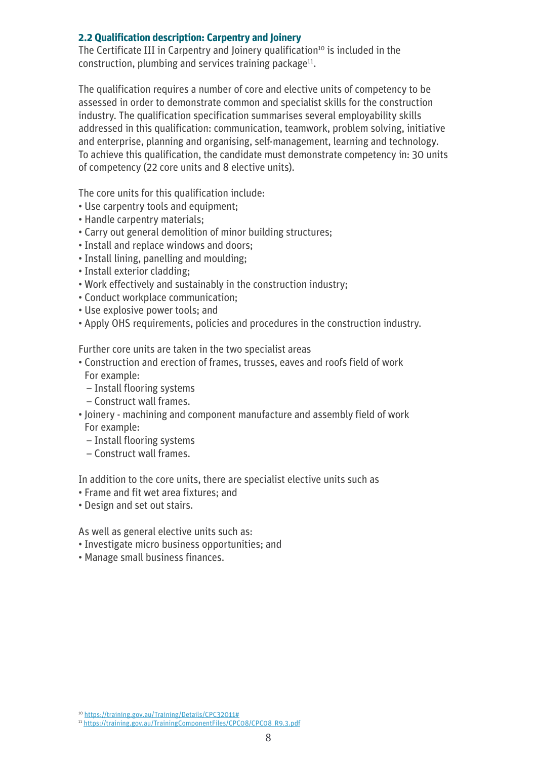## 2.2 Qualification description: Carpentry and Joinery

The Certificate III in Carpentry and Joinery qualification[10] is included in the construction, plumbing and services training package[11].

The qualification requires a number of core and elective units of competency to be assessed in order to demonstrate common and specialist skills for the construction industry. The qualification specification summarises several employability skills addressed in this qualification: communication, teamwork, problem solving, initiative and enterprise, planning and organising, self-management, learning and technology. To achieve this qualification, the candidate must demonstrate competency in: 30 units of competency (22 core units and 8 elective units).

The core units for this qualification include:

- Use carpentry tools and equipment;
- Handle carpentry materials;
- Carry out general demolition of minor building structures;
- Install and replace windows and doors;
- Install lining, panelling and moulding;
- Install exterior cladding;
- Work effectively and sustainably in the construction industry;
- Conduct workplace communication;
- Use explosive power tools; and
- Apply OHS requirements, policies and procedures in the construction industry.

Further core units are taken in the two specialist areas

- Construction and erection of frames, trusses, eaves and roofs field of work
  For example:
  – Install flooring systems
  – Construct wall frames.
- Joinery - machining and component manufacture and assembly field of work
  For example:
  – Install flooring systems
  – Construct wall frames.

In addition to the core units, there are specialist elective units such as

- Frame and fit wet area fixtures; and
- Design and set out stairs.

As well as general elective units such as:

- Investigate micro business opportunities; and
- Manage small business finances.

[10] https://training.gov.au/Training/Details/CPC32011#

[11] https://training.gov.au/TrainingComponentFiles/CPC08/CPC08_R9.3.pdf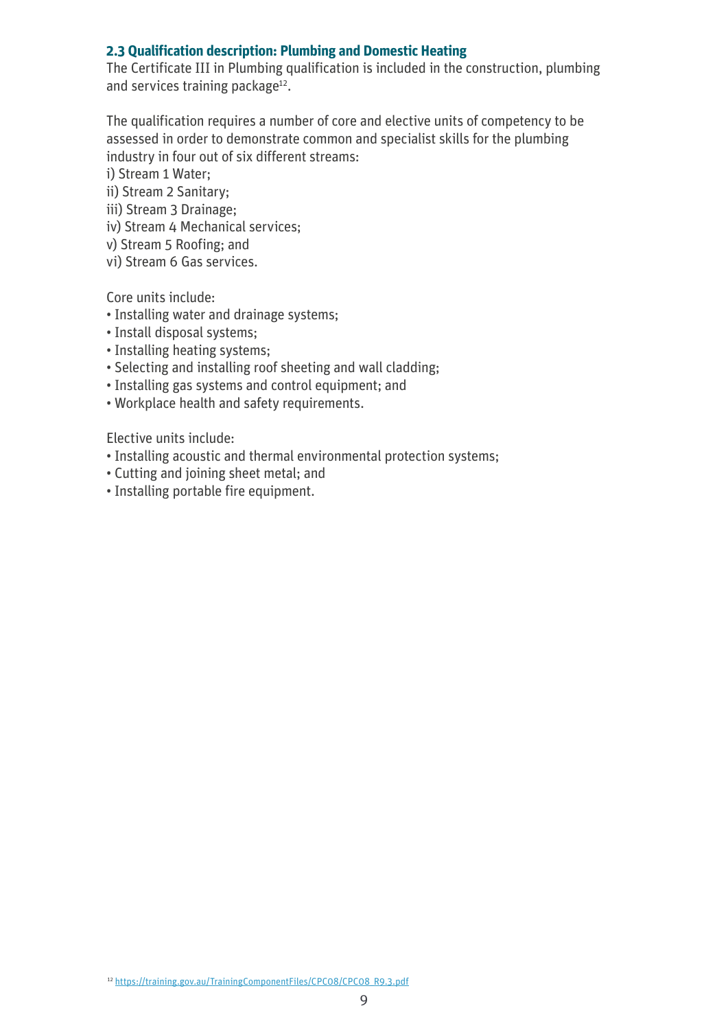### 2.3 Qualification description: Plumbing and Domestic Heating

The Certificate III in Plumbing qualification is included in the construction, plumbing and services training package[12].

The qualification requires a number of core and elective units of competency to be assessed in order to demonstrate common and specialist skills for the plumbing industry in four out of six different streams:

i) Stream 1 Water;
ii) Stream 2 Sanitary;
iii) Stream 3 Drainage;
iv) Stream 4 Mechanical services;
v) Stream 5 Roofing; and
vi) Stream 6 Gas services.

Core units include:

- Installing water and drainage systems;
- Install disposal systems;
- Installing heating systems;
- Selecting and installing roof sheeting and wall cladding;
- Installing gas systems and control equipment; and
- Workplace health and safety requirements.

Elective units include:

- Installing acoustic and thermal environmental protection systems;
- Cutting and joining sheet metal; and
- Installing portable fire equipment.

[12] https://training.gov.au/TrainingComponentFiles/CPC08/CPC08_R9.3.pdf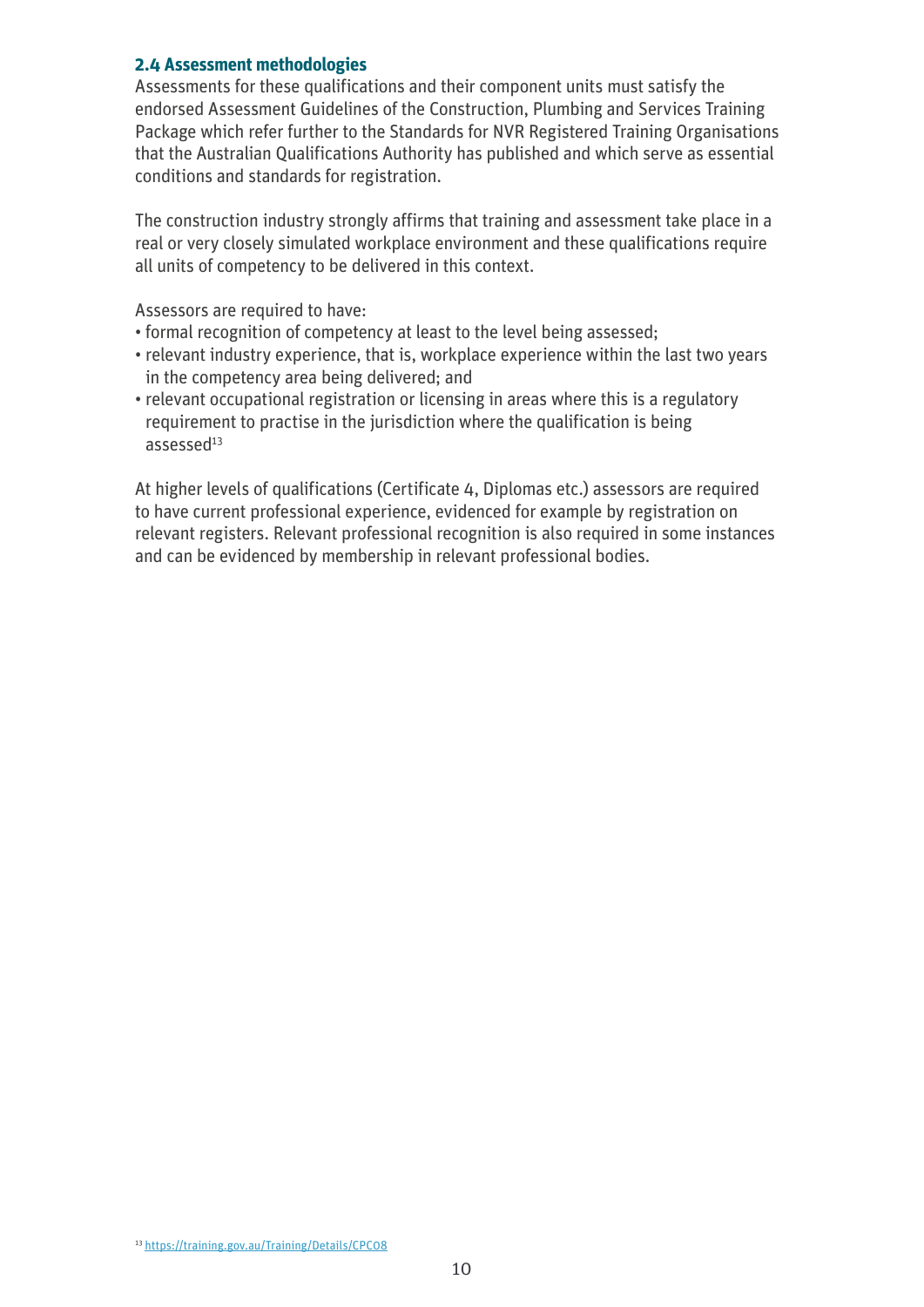## 2.4 Assessment methodologies

Assessments for these qualifications and their component units must satisfy the endorsed Assessment Guidelines of the Construction, Plumbing and Services Training Package which refer further to the Standards for NVR Registered Training Organisations that the Australian Qualifications Authority has published and which serve as essential conditions and standards for registration.

The construction industry strongly affirms that training and assessment take place in a real or very closely simulated workplace environment and these qualifications require all units of competency to be delivered in this context.

Assessors are required to have:

- formal recognition of competency at least to the level being assessed;
- relevant industry experience, that is, workplace experience within the last two years in the competency area being delivered; and
- relevant occupational registration or licensing in areas where this is a regulatory requirement to practise in the jurisdiction where the qualification is being assessed[13]

At higher levels of qualifications (Certificate 4, Diplomas etc.) assessors are required to have current professional experience, evidenced for example by registration on relevant registers. Relevant professional recognition is also required in some instances and can be evidenced by membership in relevant professional bodies.

[13] https://training.gov.au/Training/Details/CPC08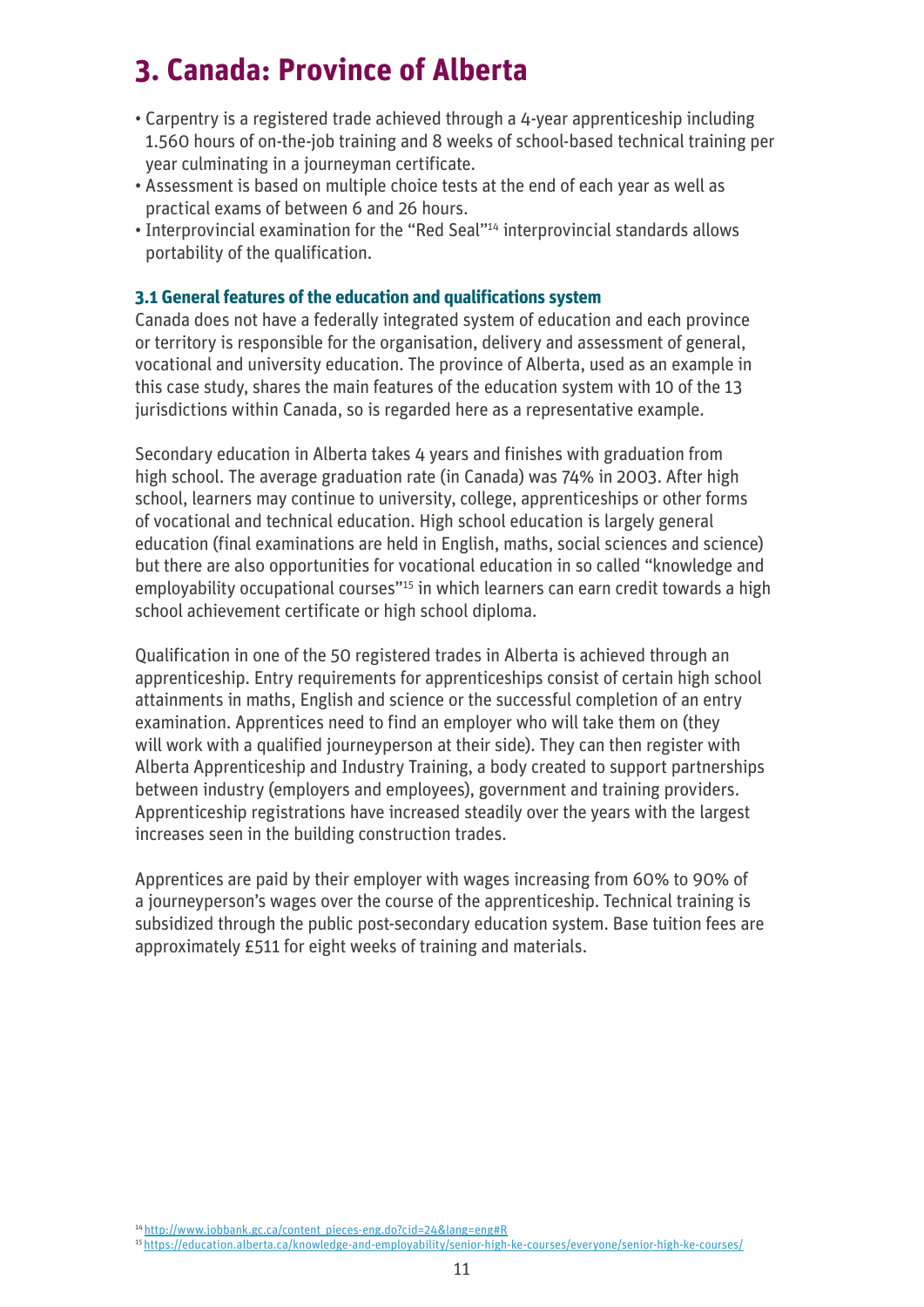# 3. Canada: Province of Alberta

- Carpentry is a registered trade achieved through a 4-year apprenticeship including 1.560 hours of on-the-job training and 8 weeks of school-based technical training per year culminating in a journeyman certificate.
- Assessment is based on multiple choice tests at the end of each year as well as practical exams of between 6 and 26 hours.
- Interprovincial examination for the "Red Seal"[14] interprovincial standards allows portability of the qualification.

### 3.1 General features of the education and qualifications system

Canada does not have a federally integrated system of education and each province or territory is responsible for the organisation, delivery and assessment of general, vocational and university education. The province of Alberta, used as an example in this case study, shares the main features of the education system with 10 of the 13 jurisdictions within Canada, so is regarded here as a representative example.

Secondary education in Alberta takes 4 years and finishes with graduation from high school. The average graduation rate (in Canada) was 74% in 2003. After high school, learners may continue to university, college, apprenticeships or other forms of vocational and technical education. High school education is largely general education (final examinations are held in English, maths, social sciences and science) but there are also opportunities for vocational education in so called "knowledge and employability occupational courses"[15] in which learners can earn credit towards a high school achievement certificate or high school diploma.

Qualification in one of the 50 registered trades in Alberta is achieved through an apprenticeship. Entry requirements for apprenticeships consist of certain high school attainments in maths, English and science or the successful completion of an entry examination. Apprentices need to find an employer who will take them on (they will work with a qualified journeyperson at their side). They can then register with Alberta Apprenticeship and Industry Training, a body created to support partnerships between industry (employers and employees), government and training providers. Apprenticeship registrations have increased steadily over the years with the largest increases seen in the building construction trades.

Apprentices are paid by their employer with wages increasing from 60% to 90% of a journeyperson's wages over the course of the apprenticeship. Technical training is subsidized through the public post-secondary education system. Base tuition fees are approximately £511 for eight weeks of training and materials.

[14] http://www.jobbank.gc.ca/content_pieces-eng.do?cid=24&lang=eng#R

[15] https://education.alberta.ca/knowledge-and-employability/senior-high-ke-courses/everyone/senior-high-ke-courses/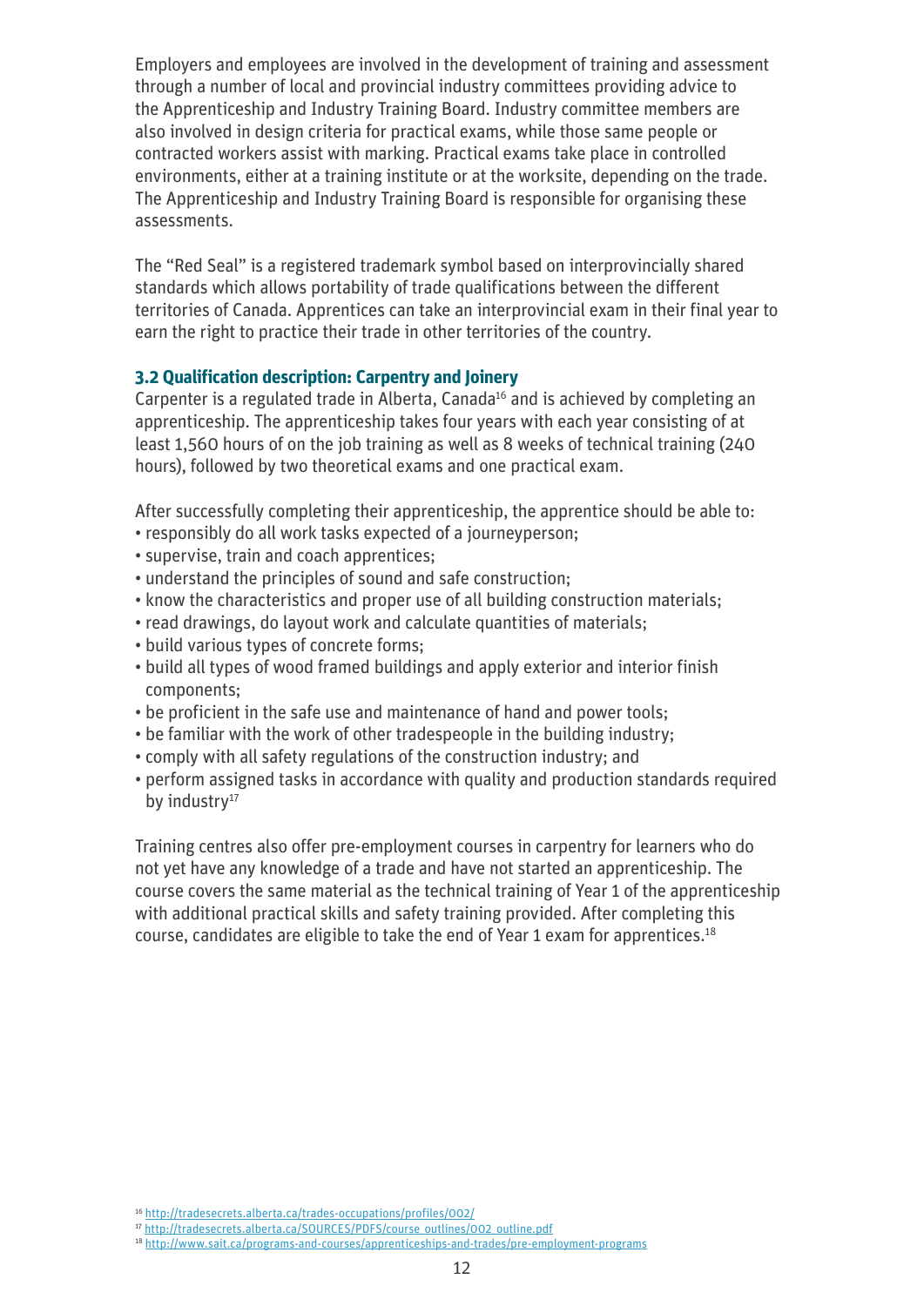Employers and employees are involved in the development of training and assessment through a number of local and provincial industry committees providing advice to the Apprenticeship and Industry Training Board. Industry committee members are also involved in design criteria for practical exams, while those same people or contracted workers assist with marking. Practical exams take place in controlled environments, either at a training institute or at the worksite, depending on the trade. The Apprenticeship and Industry Training Board is responsible for organising these assessments.

The "Red Seal" is a registered trademark symbol based on interprovincially shared standards which allows portability of trade qualifications between the different territories of Canada. Apprentices can take an interprovincial exam in their final year to earn the right to practice their trade in other territories of the country.

### 3.2 Qualification description: Carpentry and Joinery

Carpenter is a regulated trade in Alberta, Canada[16] and is achieved by completing an apprenticeship. The apprenticeship takes four years with each year consisting of at least 1,560 hours of on the job training as well as 8 weeks of technical training (240 hours), followed by two theoretical exams and one practical exam.

After successfully completing their apprenticeship, the apprentice should be able to:

- responsibly do all work tasks expected of a journeyperson;
- supervise, train and coach apprentices;
- understand the principles of sound and safe construction;
- know the characteristics and proper use of all building construction materials;
- read drawings, do layout work and calculate quantities of materials;
- build various types of concrete forms;
- build all types of wood framed buildings and apply exterior and interior finish components;
- be proficient in the safe use and maintenance of hand and power tools;
- be familiar with the work of other tradespeople in the building industry;
- comply with all safety regulations of the construction industry; and
- perform assigned tasks in accordance with quality and production standards required by industry[17]

Training centres also offer pre-employment courses in carpentry for learners who do not yet have any knowledge of a trade and have not started an apprenticeship. The course covers the same material as the technical training of Year 1 of the apprenticeship with additional practical skills and safety training provided. After completing this course, candidates are eligible to take the end of Year 1 exam for apprentices.[18]

[16] http://tradesecrets.alberta.ca/trades-occupations/profiles/002/

[17] http://tradesecrets.alberta.ca/SOURCES/PDFS/course_outlines/002_outline.pdf

[18] http://www.sait.ca/programs-and-courses/apprenticeships-and-trades/pre-employment-programs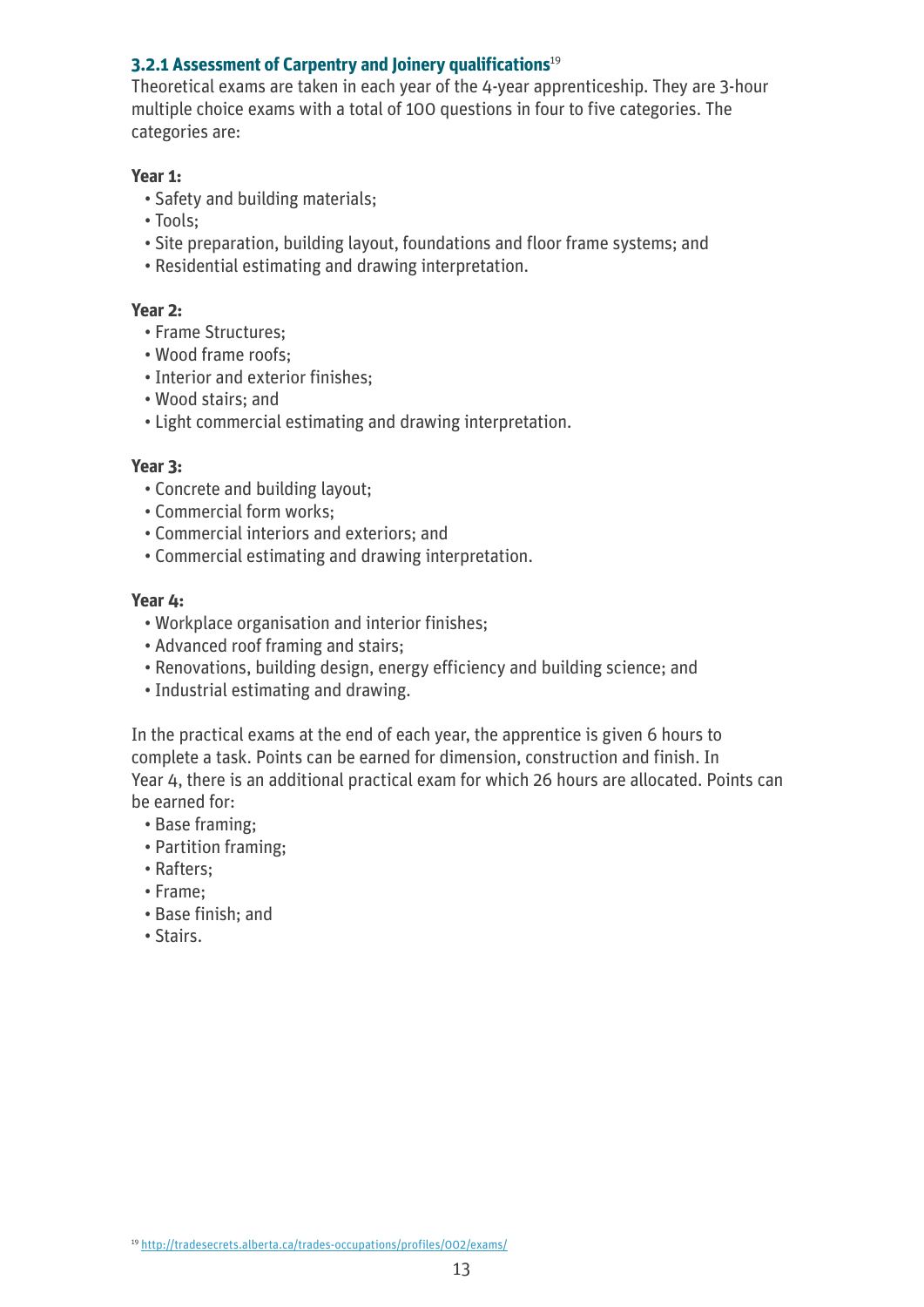### 3.2.1 Assessment of Carpentry and Joinery qualifications[19]

Theoretical exams are taken in each year of the 4-year apprenticeship. They are 3-hour multiple choice exams with a total of 100 questions in four to five categories. The categories are:

**Year 1:**

- Safety and building materials;
- Tools;
- Site preparation, building layout, foundations and floor frame systems; and
- Residential estimating and drawing interpretation.

**Year 2:**

- Frame Structures;
- Wood frame roofs;
- Interior and exterior finishes;
- Wood stairs; and
- Light commercial estimating and drawing interpretation.

**Year 3:**

- Concrete and building layout;
- Commercial form works;
- Commercial interiors and exteriors; and
- Commercial estimating and drawing interpretation.

**Year 4:**

- Workplace organisation and interior finishes;
- Advanced roof framing and stairs;
- Renovations, building design, energy efficiency and building science; and
- Industrial estimating and drawing.

In the practical exams at the end of each year, the apprentice is given 6 hours to complete a task. Points can be earned for dimension, construction and finish. In Year 4, there is an additional practical exam for which 26 hours are allocated. Points can be earned for:

- Base framing;
- Partition framing;
- Rafters;
- Frame;
- Base finish; and
- Stairs.

[19] http://tradesecrets.alberta.ca/trades-occupations/profiles/002/exams/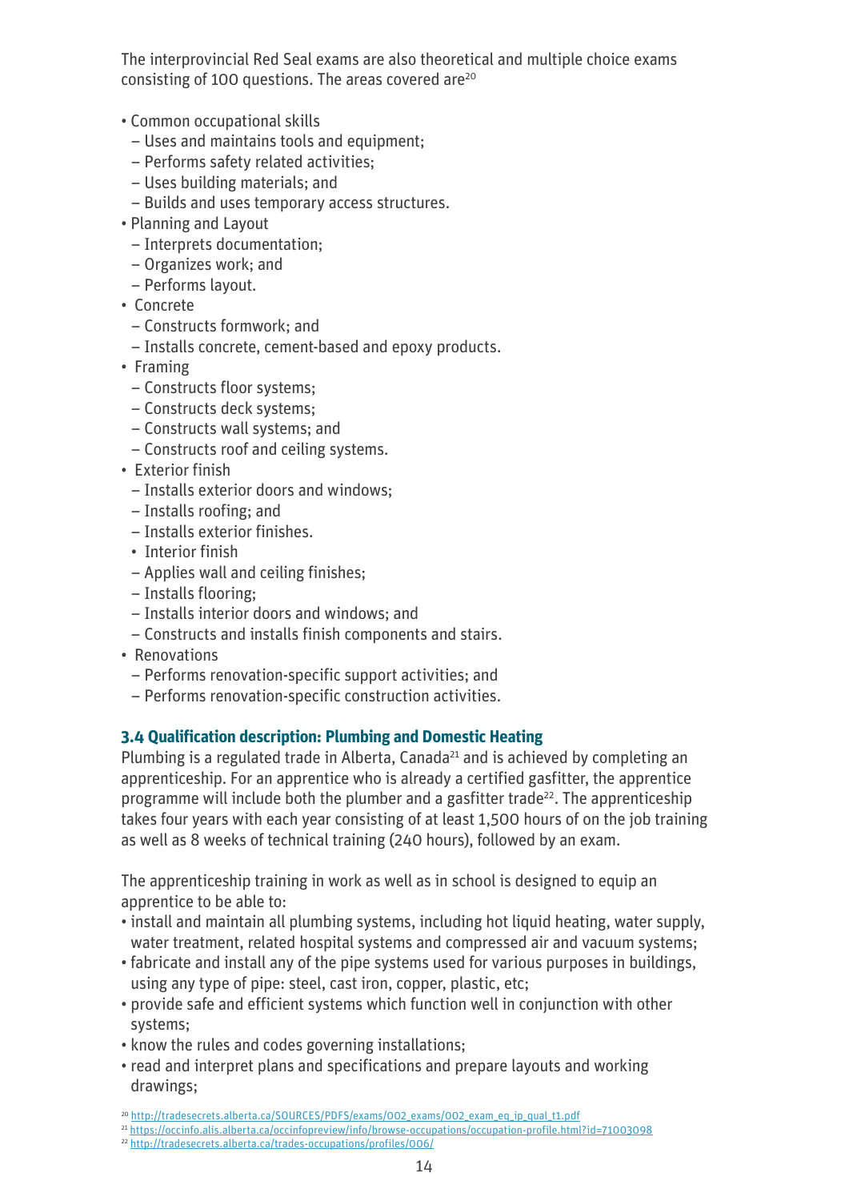The interprovincial Red Seal exams are also theoretical and multiple choice exams consisting of 100 questions. The areas covered are[20]

- Common occupational skills
  - Uses and maintains tools and equipment;
  - Performs safety related activities;
  - Uses building materials; and
  - Builds and uses temporary access structures.
- Planning and Layout
  - Interprets documentation;
  - Organizes work; and
  - Performs layout.
- Concrete
  - Constructs formwork; and
  - Installs concrete, cement-based and epoxy products.
- Framing
  - Constructs floor systems;
  - Constructs deck systems;
  - Constructs wall systems; and
  - Constructs roof and ceiling systems.
- Exterior finish
  - Installs exterior doors and windows;
  - Installs roofing; and
  - Installs exterior finishes.
- Interior finish
  - Applies wall and ceiling finishes;
  - Installs flooring;
  - Installs interior doors and windows; and
  - Constructs and installs finish components and stairs.
- Renovations
  - Performs renovation-specific support activities; and
  - Performs renovation-specific construction activities.

### 3.4 Qualification description: Plumbing and Domestic Heating

Plumbing is a regulated trade in Alberta, Canada[21] and is achieved by completing an apprenticeship. For an apprentice who is already a certified gasfitter, the apprentice programme will include both the plumber and a gasfitter trade[22]. The apprenticeship takes four years with each year consisting of at least 1,500 hours of on the job training as well as 8 weeks of technical training (240 hours), followed by an exam.

The apprenticeship training in work as well as in school is designed to equip an apprentice to be able to:

- install and maintain all plumbing systems, including hot liquid heating, water supply, water treatment, related hospital systems and compressed air and vacuum systems;
- fabricate and install any of the pipe systems used for various purposes in buildings, using any type of pipe: steel, cast iron, copper, plastic, etc;
- provide safe and efficient systems which function well in conjunction with other systems;
- know the rules and codes governing installations;
- read and interpret plans and specifications and prepare layouts and working drawings;

[20] http://tradesecrets.alberta.ca/SOURCES/PDFS/exams/002_exams/002_exam_eq_ip_qual_t1.pdf

[21] https://occinfo.alis.alberta.ca/occinfopreview/info/browse-occupations/occupation-profile.html?id=71003098

[22] http://tradesecrets.alberta.ca/trades-occupations/profiles/006/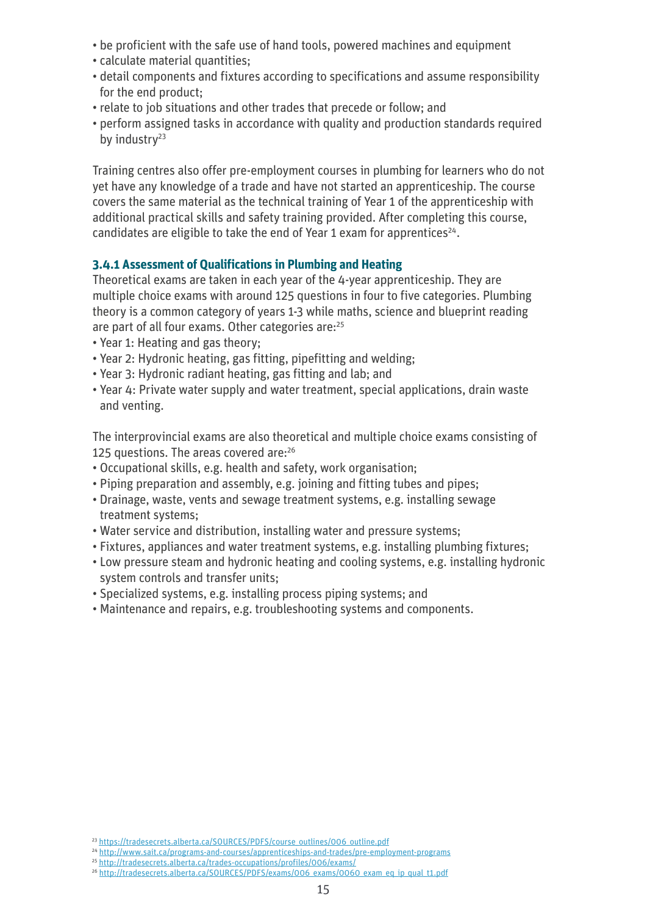- be proficient with the safe use of hand tools, powered machines and equipment
- calculate material quantities;
- detail components and fixtures according to specifications and assume responsibility for the end product;
- relate to job situations and other trades that precede or follow; and
- perform assigned tasks in accordance with quality and production standards required by industry[23]

Training centres also offer pre-employment courses in plumbing for learners who do not yet have any knowledge of a trade and have not started an apprenticeship. The course covers the same material as the technical training of Year 1 of the apprenticeship with additional practical skills and safety training provided. After completing this course, candidates are eligible to take the end of Year 1 exam for apprentices[24].

### 3.4.1 Assessment of Qualifications in Plumbing and Heating

Theoretical exams are taken in each year of the 4-year apprenticeship. They are multiple choice exams with around 125 questions in four to five categories. Plumbing theory is a common category of years 1-3 while maths, science and blueprint reading are part of all four exams. Other categories are:[25]

- Year 1: Heating and gas theory;
- Year 2: Hydronic heating, gas fitting, pipefitting and welding;
- Year 3: Hydronic radiant heating, gas fitting and lab; and
- Year 4: Private water supply and water treatment, special applications, drain waste and venting.

The interprovincial exams are also theoretical and multiple choice exams consisting of 125 questions. The areas covered are:[26]

- Occupational skills, e.g. health and safety, work organisation;
- Piping preparation and assembly, e.g. joining and fitting tubes and pipes;
- Drainage, waste, vents and sewage treatment systems, e.g. installing sewage treatment systems;
- Water service and distribution, installing water and pressure systems;
- Fixtures, appliances and water treatment systems, e.g. installing plumbing fixtures;
- Low pressure steam and hydronic heating and cooling systems, e.g. installing hydronic system controls and transfer units;
- Specialized systems, e.g. installing process piping systems; and
- Maintenance and repairs, e.g. troubleshooting systems and components.

[23] https://tradesecrets.alberta.ca/SOURCES/PDFS/course_outlines/006_outline.pdf

[24] http://www.sait.ca/programs-and-courses/apprenticeships-and-trades/pre-employment-programs

[25] http://tradesecrets.alberta.ca/trades-occupations/profiles/006/exams/

[26] http://tradesecrets.alberta.ca/SOURCES/PDFS/exams/006_exams/0060_exam_eq_ip_qual_t1.pdf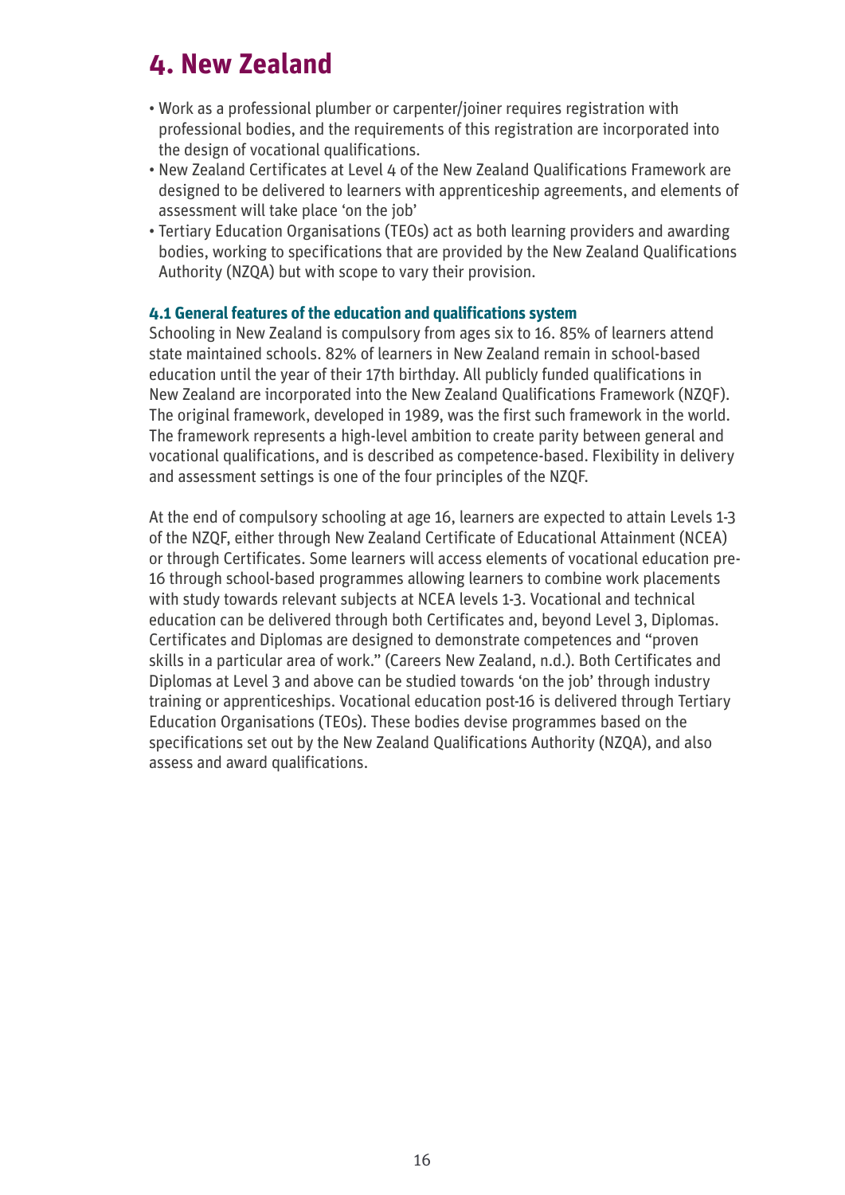# 4. New Zealand

- Work as a professional plumber or carpenter/joiner requires registration with professional bodies, and the requirements of this registration are incorporated into the design of vocational qualifications.
- New Zealand Certificates at Level 4 of the New Zealand Qualifications Framework are designed to be delivered to learners with apprenticeship agreements, and elements of assessment will take place 'on the job'
- Tertiary Education Organisations (TEOs) act as both learning providers and awarding bodies, working to specifications that are provided by the New Zealand Qualifications Authority (NZQA) but with scope to vary their provision.

### 4.1 General features of the education and qualifications system

Schooling in New Zealand is compulsory from ages six to 16. 85% of learners attend state maintained schools. 82% of learners in New Zealand remain in school-based education until the year of their 17th birthday. All publicly funded qualifications in New Zealand are incorporated into the New Zealand Qualifications Framework (NZQF). The original framework, developed in 1989, was the first such framework in the world. The framework represents a high-level ambition to create parity between general and vocational qualifications, and is described as competence-based. Flexibility in delivery and assessment settings is one of the four principles of the NZQF.

At the end of compulsory schooling at age 16, learners are expected to attain Levels 1-3 of the NZQF, either through New Zealand Certificate of Educational Attainment (NCEA) or through Certificates. Some learners will access elements of vocational education pre-16 through school-based programmes allowing learners to combine work placements with study towards relevant subjects at NCEA levels 1-3. Vocational and technical education can be delivered through both Certificates and, beyond Level 3, Diplomas. Certificates and Diplomas are designed to demonstrate competences and "proven skills in a particular area of work." (Careers New Zealand, n.d.). Both Certificates and Diplomas at Level 3 and above can be studied towards 'on the job' through industry training or apprenticeships. Vocational education post-16 is delivered through Tertiary Education Organisations (TEOs). These bodies devise programmes based on the specifications set out by the New Zealand Qualifications Authority (NZQA), and also assess and award qualifications.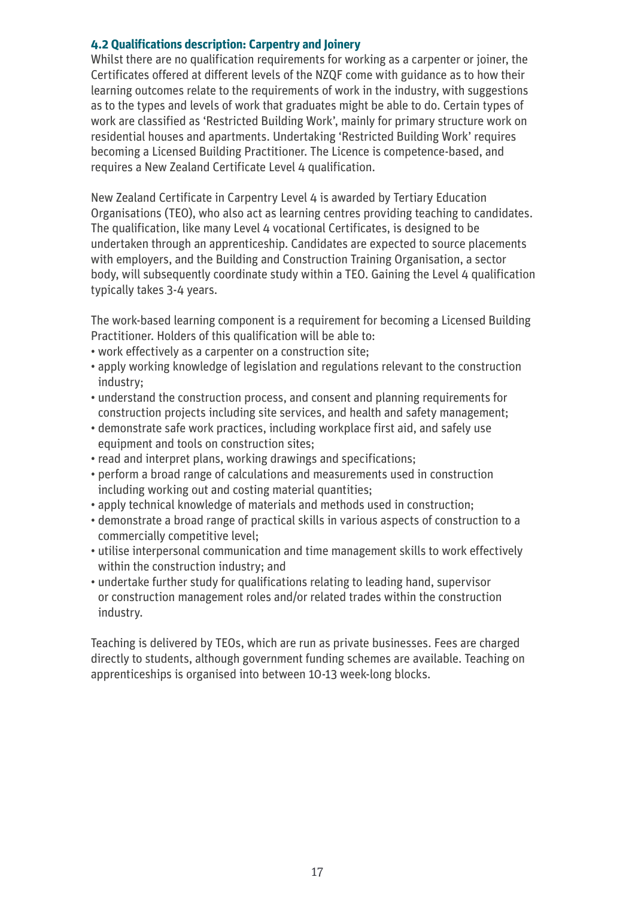### 4.2 Qualifications description: Carpentry and Joinery

Whilst there are no qualification requirements for working as a carpenter or joiner, the Certificates offered at different levels of the NZQF come with guidance as to how their learning outcomes relate to the requirements of work in the industry, with suggestions as to the types and levels of work that graduates might be able to do. Certain types of work are classified as 'Restricted Building Work', mainly for primary structure work on residential houses and apartments. Undertaking 'Restricted Building Work' requires becoming a Licensed Building Practitioner. The Licence is competence-based, and requires a New Zealand Certificate Level 4 qualification.

New Zealand Certificate in Carpentry Level 4 is awarded by Tertiary Education Organisations (TEO), who also act as learning centres providing teaching to candidates. The qualification, like many Level 4 vocational Certificates, is designed to be undertaken through an apprenticeship. Candidates are expected to source placements with employers, and the Building and Construction Training Organisation, a sector body, will subsequently coordinate study within a TEO. Gaining the Level 4 qualification typically takes 3-4 years.

The work-based learning component is a requirement for becoming a Licensed Building Practitioner. Holders of this qualification will be able to:

- work effectively as a carpenter on a construction site;
- apply working knowledge of legislation and regulations relevant to the construction industry;
- understand the construction process, and consent and planning requirements for construction projects including site services, and health and safety management;
- demonstrate safe work practices, including workplace first aid, and safely use equipment and tools on construction sites;
- read and interpret plans, working drawings and specifications;
- perform a broad range of calculations and measurements used in construction including working out and costing material quantities;
- apply technical knowledge of materials and methods used in construction;
- demonstrate a broad range of practical skills in various aspects of construction to a commercially competitive level;
- utilise interpersonal communication and time management skills to work effectively within the construction industry; and
- undertake further study for qualifications relating to leading hand, supervisor or construction management roles and/or related trades within the construction industry.

Teaching is delivered by TEOs, which are run as private businesses. Fees are charged directly to students, although government funding schemes are available. Teaching on apprenticeships is organised into between 10-13 week-long blocks.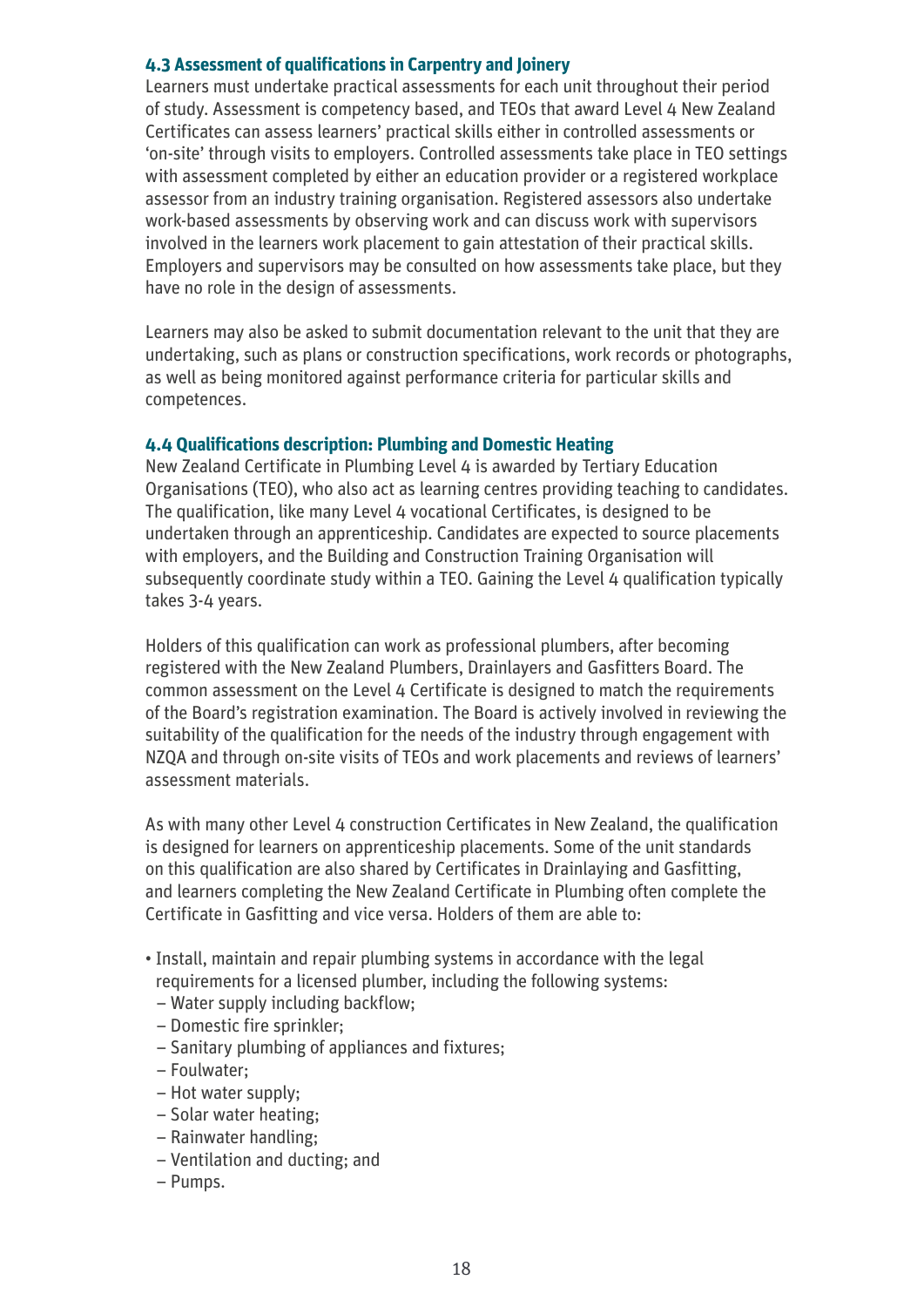### 4.3 Assessment of qualifications in Carpentry and Joinery

Learners must undertake practical assessments for each unit throughout their period of study. Assessment is competency based, and TEOs that award Level 4 New Zealand Certificates can assess learners' practical skills either in controlled assessments or 'on-site' through visits to employers. Controlled assessments take place in TEO settings with assessment completed by either an education provider or a registered workplace assessor from an industry training organisation. Registered assessors also undertake work-based assessments by observing work and can discuss work with supervisors involved in the learners work placement to gain attestation of their practical skills. Employers and supervisors may be consulted on how assessments take place, but they have no role in the design of assessments.

Learners may also be asked to submit documentation relevant to the unit that they are undertaking, such as plans or construction specifications, work records or photographs, as well as being monitored against performance criteria for particular skills and competences.

### 4.4 Qualifications description: Plumbing and Domestic Heating

New Zealand Certificate in Plumbing Level 4 is awarded by Tertiary Education Organisations (TEO), who also act as learning centres providing teaching to candidates. The qualification, like many Level 4 vocational Certificates, is designed to be undertaken through an apprenticeship. Candidates are expected to source placements with employers, and the Building and Construction Training Organisation will subsequently coordinate study within a TEO. Gaining the Level 4 qualification typically takes 3-4 years.

Holders of this qualification can work as professional plumbers, after becoming registered with the New Zealand Plumbers, Drainlayers and Gasfitters Board. The common assessment on the Level 4 Certificate is designed to match the requirements of the Board's registration examination. The Board is actively involved in reviewing the suitability of the qualification for the needs of the industry through engagement with NZQA and through on-site visits of TEOs and work placements and reviews of learners' assessment materials.

As with many other Level 4 construction Certificates in New Zealand, the qualification is designed for learners on apprenticeship placements. Some of the unit standards on this qualification are also shared by Certificates in Drainlaying and Gasfitting, and learners completing the New Zealand Certificate in Plumbing often complete the Certificate in Gasfitting and vice versa. Holders of them are able to:

- Install, maintain and repair plumbing systems in accordance with the legal requirements for a licensed plumber, including the following systems:
  - Water supply including backflow;
  - Domestic fire sprinkler;
  - Sanitary plumbing of appliances and fixtures;
  - Foulwater;
  - Hot water supply;
  - Solar water heating;
  - Rainwater handling;
  - Ventilation and ducting; and
  - Pumps.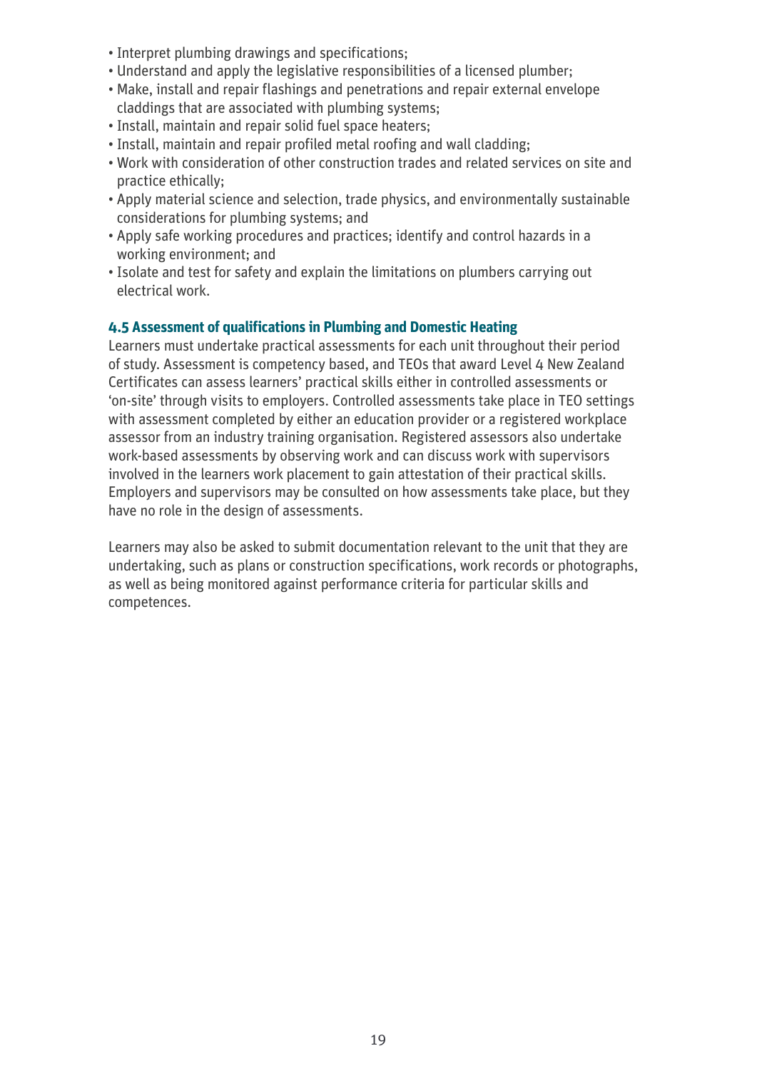- Interpret plumbing drawings and specifications;
- Understand and apply the legislative responsibilities of a licensed plumber;
- Make, install and repair flashings and penetrations and repair external envelope claddings that are associated with plumbing systems;
- Install, maintain and repair solid fuel space heaters;
- Install, maintain and repair profiled metal roofing and wall cladding;
- Work with consideration of other construction trades and related services on site and practice ethically;
- Apply material science and selection, trade physics, and environmentally sustainable considerations for plumbing systems; and
- Apply safe working procedures and practices; identify and control hazards in a working environment; and
- Isolate and test for safety and explain the limitations on plumbers carrying out electrical work.

### 4.5 Assessment of qualifications in Plumbing and Domestic Heating

Learners must undertake practical assessments for each unit throughout their period of study. Assessment is competency based, and TEOs that award Level 4 New Zealand Certificates can assess learners' practical skills either in controlled assessments or 'on-site' through visits to employers. Controlled assessments take place in TEO settings with assessment completed by either an education provider or a registered workplace assessor from an industry training organisation. Registered assessors also undertake work-based assessments by observing work and can discuss work with supervisors involved in the learners work placement to gain attestation of their practical skills. Employers and supervisors may be consulted on how assessments take place, but they have no role in the design of assessments.

Learners may also be asked to submit documentation relevant to the unit that they are undertaking, such as plans or construction specifications, work records or photographs, as well as being monitored against performance criteria for particular skills and competences.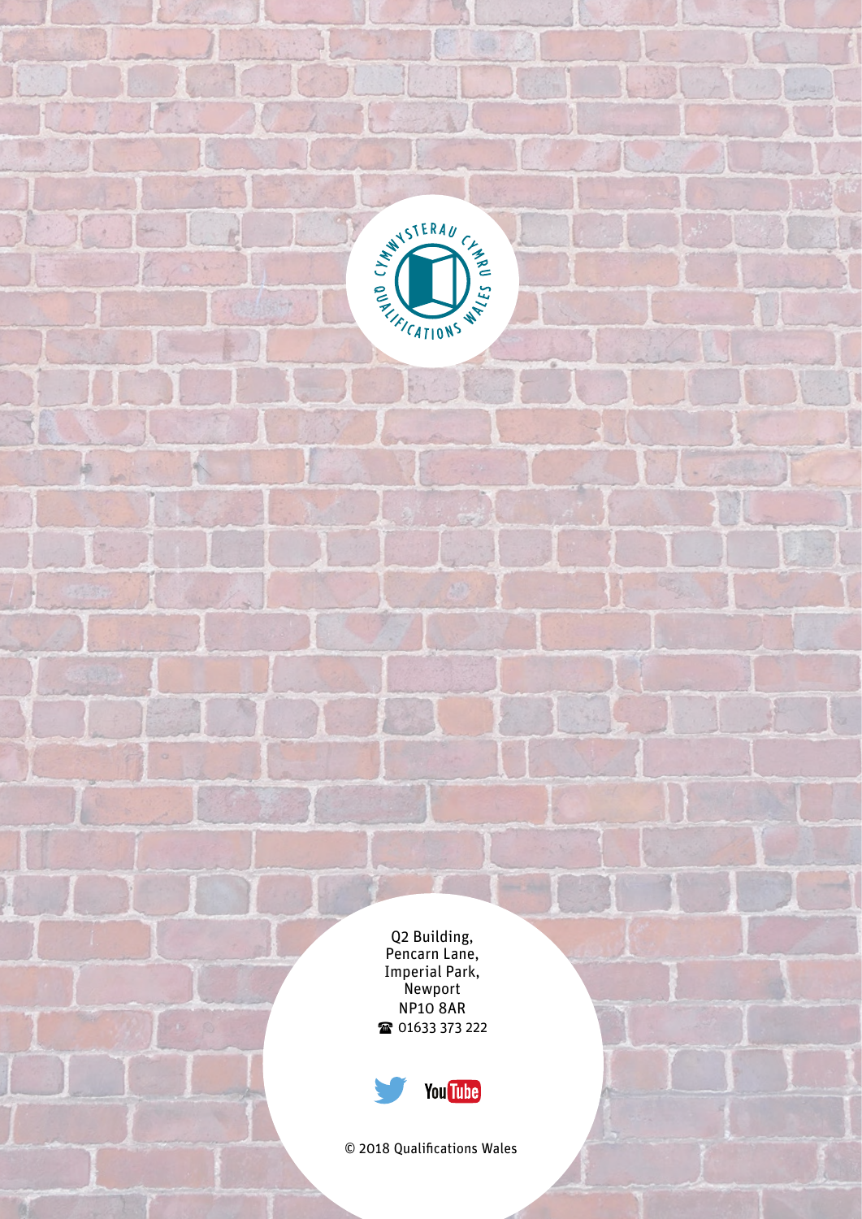CYMWYSTERAU CYMRU QUALIFICATIONS WALES

Q2 Building,
Pencarn Lane,
Imperial Park,
Newport
NP10 8AR
☎ 01633 373 222

© 2018 Qualifications Wales